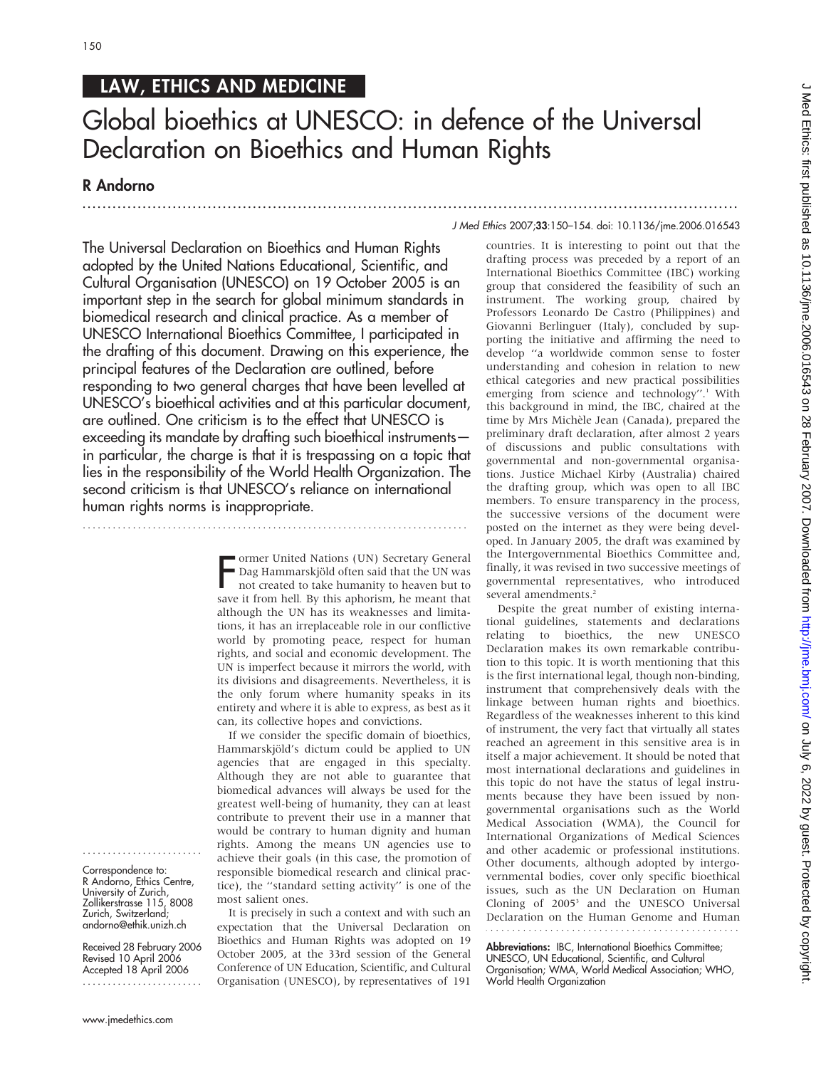# LAW, ETHICS AND MEDICINE

# Global bioethics at UNESCO: in defence of the Universal Declaration on Bioethics and Human Rights

## R Andorno

The Universal Declaration on Bioethics and Human Rights adopted by the United Nations Educational, Scientific, and Cultural Organisation (UNESCO) on 19 October 2005 is an important step in the search for global minimum standards in biomedical research and clinical practice. As a member of UNESCO International Bioethics Committee, I participated in the drafting of this document. Drawing on this experience, the principal features of the Declaration are outlined, before responding to two general charges that have been levelled at UNESCO's bioethical activities and at this particular document, are outlined. One criticism is to the effect that UNESCO is exceeding its mandate by drafting such bioethical instruments—in particular, the charge is that it is trespassing on a topic that lies in the responsibility of the World Health Organization. The second criticism is that UNESCO's reliance on international human rights norms is inappropriate.

Former United Nations (UN) Secretary General Dag Hammarskjöld often said that the UN was not created to take humanity to heaven but to save it from hell. By this aphorism, he meant that although the UN has its weaknesses and limitations, it has an irreplaceable role in our conflictive world by promoting peace, respect for human rights, and social and economic development. The UN is imperfect because it mirrors the world, with its divisions and disagreements. Nevertheless, it is the only forum where humanity speaks in its entirety and where it is able to express, as best as it can, its collective hopes and convictions.

If we consider the specific domain of bioethics, Hammarskjöld's dictum could be applied to UN agencies that are engaged in this specialty. Although they are not able to guarantee that biomedical advances will always be used for the greatest well-being of humanity, they can at least contribute to prevent their use in a manner that would be contrary to human dignity and human rights. Among the means UN agencies use to achieve their goals (in this case, the promotion of responsible biomedical research and clinical practice), the "standard setting activity" is one of the most salient ones.

It is precisely in such a context and with such an expectation that the Universal Declaration on Bioethics and Human Rights was adopted on 19 October 2005, at the 33rd session of the General Conference of UN Education, Scientific, and Cultural Organisation (UNESCO), by representatives of 191 countries. It is interesting to point out that the drafting process was preceded by a report of an International Bioethics Committee (IBC) working group that considered the feasibility of such an instrument. The working group, chaired by Professors Leonardo De Castro (Philippines) and Giovanni Berlinguer (Italy), concluded by supporting the initiative and affirming the need to develop "a worldwide common sense to foster understanding and cohesion in relation to new ethical categories and new practical possibilities emerging from science and technology".[1] With this background in mind, the IBC, chaired at the time by Mrs Michèle Jean (Canada), prepared the preliminary draft declaration, after almost 2 years of discussions and public consultations with governmental and non-governmental organisations. Justice Michael Kirby (Australia) chaired the drafting group, which was open to all IBC members. To ensure transparency in the process, the successive versions of the document were posted on the internet as they were being developed. In January 2005, the draft was examined by the Intergovernmental Bioethics Committee and, finally, it was revised in two successive meetings of governmental representatives, who introduced several amendments.[2]

Despite the great number of existing international guidelines, statements and declarations relating to bioethics, the new UNESCO Declaration makes its own remarkable contribution to this topic. It is worth mentioning that this is the first international legal, though non-binding, instrument that comprehensively deals with the linkage between human rights and bioethics. Regardless of the weaknesses inherent to this kind of instrument, the very fact that virtually all states reached an agreement in this sensitive area is in itself a major achievement. It should be noted that most international declarations and guidelines in this topic do not have the status of legal instruments because they have been issued by non-governmental organisations such as the World Medical Association (WMA), the Council for International Organizations of Medical Sciences and other academic or professional institutions. Other documents, although adopted by intergovernmental bodies, cover only specific bioethical issues, such as the UN Declaration on Human Cloning of 2005[3] and the UNESCO Universal Declaration on the Human Genome and Human

Correspondence to: R Andorno, Ethics Centre, University of Zurich, Zollikerstrasse 115, 8008 Zurich, Switzerland; andorno@ethik.unizh.ch

Received 28 February 2006
Revised 10 April 2006
Accepted 18 April 2006

**Abbreviations:** IBC, International Bioethics Committee; UNESCO, UN Educational, Scientific, and Cultural Organisation; WMA, World Medical Association; WHO, World Health Organization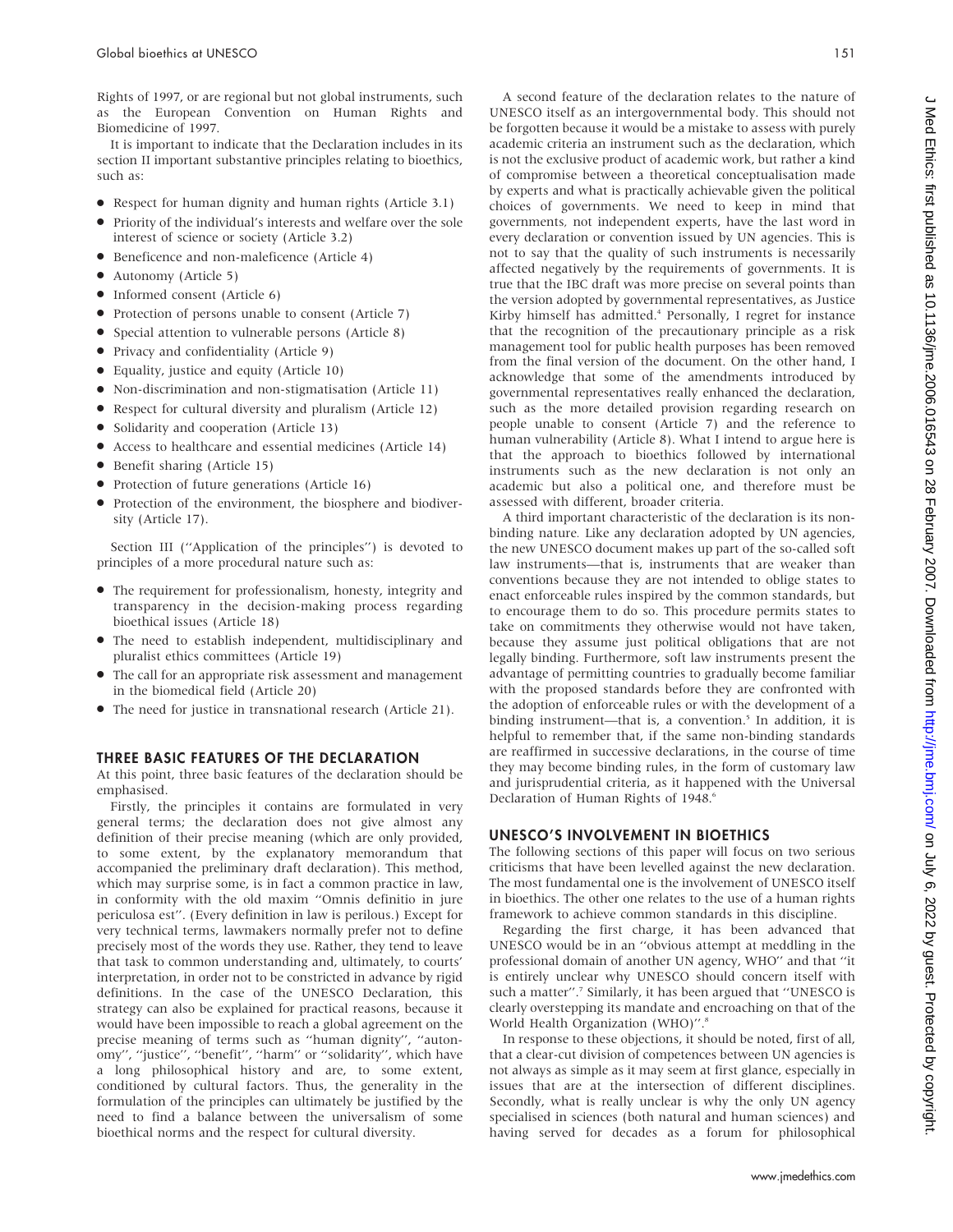Rights of 1997, or are regional but not global instruments, such as the European Convention on Human Rights and Biomedicine of 1997.

It is important to indicate that the Declaration includes in its section II important substantive principles relating to bioethics, such as:

- Respect for human dignity and human rights (Article 3.1)
- Priority of the individual's interests and welfare over the sole interest of science or society (Article 3.2)
- Beneficence and non-maleficence (Article 4)
- Autonomy (Article 5)
- Informed consent (Article 6)
- Protection of persons unable to consent (Article 7)
- Special attention to vulnerable persons (Article 8)
- Privacy and confidentiality (Article 9)
- Equality, justice and equity (Article 10)
- Non-discrimination and non-stigmatisation (Article 11)
- Respect for cultural diversity and pluralism (Article 12)
- Solidarity and cooperation (Article 13)
- Access to healthcare and essential medicines (Article 14)
- Benefit sharing (Article 15)
- Protection of future generations (Article 16)
- Protection of the environment, the biosphere and biodiversity (Article 17).

Section III (''Application of the principles'') is devoted to principles of a more procedural nature such as:

- The requirement for professionalism, honesty, integrity and transparency in the decision-making process regarding bioethical issues (Article 18)
- The need to establish independent, multidisciplinary and pluralist ethics committees (Article 19)
- The call for an appropriate risk assessment and management in the biomedical field (Article 20)
- The need for justice in transnational research (Article 21).

## THREE BASIC FEATURES OF THE DECLARATION

At this point, three basic features of the declaration should be emphasised.

Firstly, the principles it contains are formulated in very general terms; the declaration does not give almost any definition of their precise meaning (which are only provided, to some extent, by the explanatory memorandum that accompanied the preliminary draft declaration). This method, which may surprise some, is in fact a common practice in law, in conformity with the old maxim ''Omnis definitio in jure periculosa est''. (Every definition in law is perilous.) Except for very technical terms, lawmakers normally prefer not to define precisely most of the words they use. Rather, they tend to leave that task to common understanding and, ultimately, to courts' interpretation, in order not to be constricted in advance by rigid definitions. In the case of the UNESCO Declaration, this strategy can also be explained for practical reasons, because it would have been impossible to reach a global agreement on the precise meaning of terms such as ''human dignity'', ''autonomy'', ''justice'', ''benefit'', ''harm'' or ''solidarity'', which have a long philosophical history and are, to some extent, conditioned by cultural factors. Thus, the generality in the formulation of the principles can ultimately be justified by the need to find a balance between the universalism of some bioethical norms and the respect for cultural diversity.

A second feature of the declaration relates to the nature of UNESCO itself as an intergovernmental body. This should not be forgotten because it would be a mistake to assess with purely academic criteria an instrument such as the declaration, which is not the exclusive product of academic work, but rather a kind of compromise between a theoretical conceptualisation made by experts and what is practically achievable given the political choices of governments. We need to keep in mind that governments, not independent experts, have the last word in every declaration or convention issued by UN agencies. This is not to say that the quality of such instruments is necessarily affected negatively by the requirements of governments. It is true that the IBC draft was more precise on several points than the version adopted by governmental representatives, as Justice Kirby himself has admitted.[4] Personally, I regret for instance that the recognition of the precautionary principle as a risk management tool for public health purposes has been removed from the final version of the document. On the other hand, I acknowledge that some of the amendments introduced by governmental representatives really enhanced the declaration, such as the more detailed provision regarding research on people unable to consent (Article 7) and the reference to human vulnerability (Article 8). What I intend to argue here is that the approach to bioethics followed by international instruments such as the new declaration is not only an academic but also a political one, and therefore must be assessed with different, broader criteria.

A third important characteristic of the declaration is its non-binding nature. Like any declaration adopted by UN agencies, the new UNESCO document makes up part of the so-called soft law instruments—that is, instruments that are weaker than conventions because they are not intended to oblige states to enact enforceable rules inspired by the common standards, but to encourage them to do so. This procedure permits states to take on commitments they otherwise would not have taken, because they assume just political obligations that are not legally binding. Furthermore, soft law instruments present the advantage of permitting countries to gradually become familiar with the proposed standards before they are confronted with the adoption of enforceable rules or with the development of a binding instrument—that is, a convention.[5] In addition, it is helpful to remember that, if the same non-binding standards are reaffirmed in successive declarations, in the course of time they may become binding rules, in the form of customary law and jurisprudential criteria, as it happened with the Universal Declaration of Human Rights of 1948.[6]

## UNESCO'S INVOLVEMENT IN BIOETHICS

The following sections of this paper will focus on two serious criticisms that have been levelled against the new declaration. The most fundamental one is the involvement of UNESCO itself in bioethics. The other one relates to the use of a human rights framework to achieve common standards in this discipline.

Regarding the first charge, it has been advanced that UNESCO would be in an ''obvious attempt at meddling in the professional domain of another UN agency, WHO'' and that ''it is entirely unclear why UNESCO should concern itself with such a matter''.[7] Similarly, it has been argued that ''UNESCO is clearly overstepping its mandate and encroaching on that of the World Health Organization (WHO)''.[8]

In response to these objections, it should be noted, first of all, that a clear-cut division of competences between UN agencies is not always as simple as it may seem at first glance, especially in issues that are at the intersection of different disciplines. Secondly, what is really unclear is why the only UN agency specialised in sciences (both natural and human sciences) and having served for decades as a forum for philosophical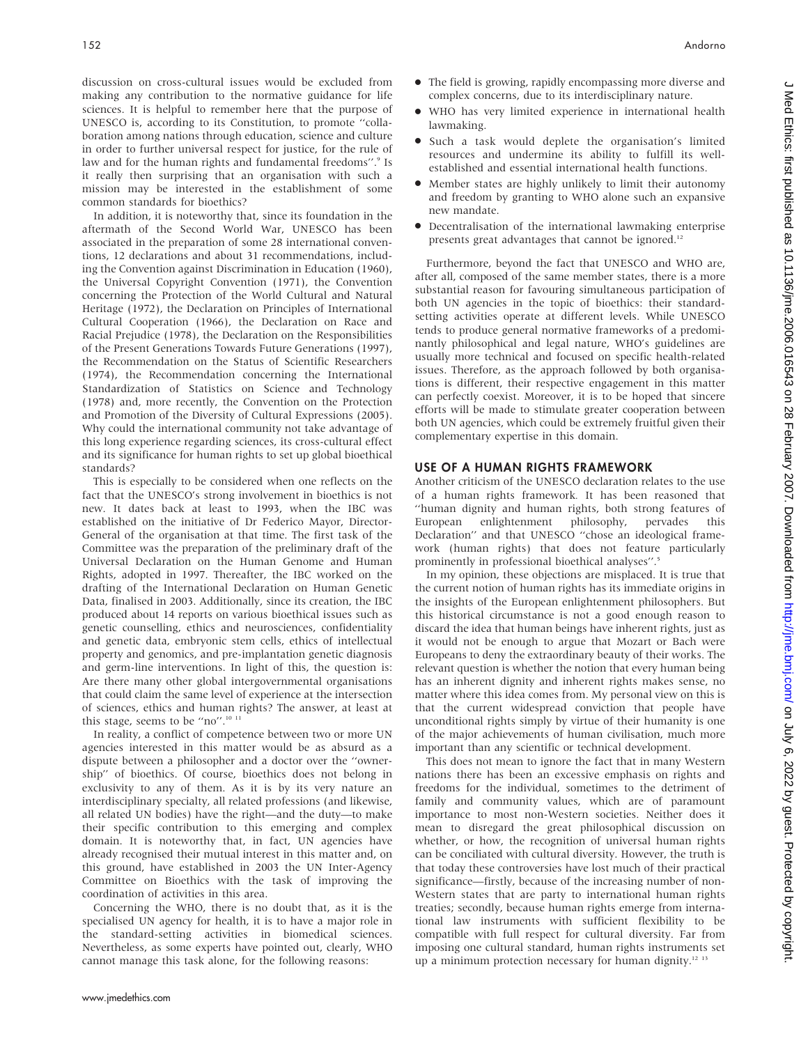discussion on cross-cultural issues would be excluded from making any contribution to the normative guidance for life sciences. It is helpful to remember here that the purpose of UNESCO is, according to its Constitution, to promote "collaboration among nations through education, science and culture in order to further universal respect for justice, for the rule of law and for the human rights and fundamental freedoms".[9] Is it really then surprising that an organisation with such a mission may be interested in the establishment of some common standards for bioethics?

In addition, it is noteworthy that, since its foundation in the aftermath of the Second World War, UNESCO has been associated in the preparation of some 28 international conventions, 12 declarations and about 31 recommendations, including the Convention against Discrimination in Education (1960), the Universal Copyright Convention (1971), the Convention concerning the Protection of the World Cultural and Natural Heritage (1972), the Declaration on Principles of International Cultural Cooperation (1966), the Declaration on Race and Racial Prejudice (1978), the Declaration on the Responsibilities of the Present Generations Towards Future Generations (1997), the Recommendation on the Status of Scientific Researchers (1974), the Recommendation concerning the International Standardization of Statistics on Science and Technology (1978) and, more recently, the Convention on the Protection and Promotion of the Diversity of Cultural Expressions (2005). Why could the international community not take advantage of this long experience regarding sciences, its cross-cultural effect and its significance for human rights to set up global bioethical standards?

This is especially to be considered when one reflects on the fact that the UNESCO's strong involvement in bioethics is not new. It dates back at least to 1993, when the IBC was established on the initiative of Dr Federico Mayor, Director-General of the organisation at that time. The first task of the Committee was the preparation of the preliminary draft of the Universal Declaration on the Human Genome and Human Rights, adopted in 1997. Thereafter, the IBC worked on the drafting of the International Declaration on Human Genetic Data, finalised in 2003. Additionally, since its creation, the IBC produced about 14 reports on various bioethical issues such as genetic counselling, ethics and neurosciences, confidentiality and genetic data, embryonic stem cells, ethics of intellectual property and genomics, and pre-implantation genetic diagnosis and germ-line interventions. In light of this, the question is: Are there many other global intergovernmental organisations that could claim the same level of experience at the intersection of sciences, ethics and human rights? The answer, at least at this stage, seems to be "no".[10 11]

In reality, a conflict of competence between two or more UN agencies interested in this matter would be as absurd as a dispute between a philosopher and a doctor over the "ownership" of bioethics. Of course, bioethics does not belong in exclusivity to any of them. As it is by its very nature an interdisciplinary specialty, all related professions (and likewise, all related UN bodies) have the right—and the duty—to make their specific contribution to this emerging and complex domain. It is noteworthy that, in fact, UN agencies have already recognised their mutual interest in this matter and, on this ground, have established in 2003 the UN Inter-Agency Committee on Bioethics with the task of improving the coordination of activities in this area.

Concerning the WHO, there is no doubt that, as it is the specialised UN agency for health, it is to have a major role in the standard-setting activities in biomedical sciences. Nevertheless, as some experts have pointed out, clearly, WHO cannot manage this task alone, for the following reasons:

- The field is growing, rapidly encompassing more diverse and complex concerns, due to its interdisciplinary nature.
- WHO has very limited experience in international health lawmaking.
- Such a task would deplete the organisation's limited resources and undermine its ability to fulfill its well-established and essential international health functions.
- Member states are highly unlikely to limit their autonomy and freedom by granting to WHO alone such an expansive new mandate.
- Decentralisation of the international lawmaking enterprise presents great advantages that cannot be ignored.[12]

Furthermore, beyond the fact that UNESCO and WHO are, after all, composed of the same member states, there is a more substantial reason for favouring simultaneous participation of both UN agencies in the topic of bioethics: their standard-setting activities operate at different levels. While UNESCO tends to produce general normative frameworks of a predominantly philosophical and legal nature, WHO's guidelines are usually more technical and focused on specific health-related issues. Therefore, as the approach followed by both organisations is different, their respective engagement in this matter can perfectly coexist. Moreover, it is to be hoped that sincere efforts will be made to stimulate greater cooperation between both UN agencies, which could be extremely fruitful given their complementary expertise in this domain.

## USE OF A HUMAN RIGHTS FRAMEWORK

Another criticism of the UNESCO declaration relates to the use of a human rights framework. It has been reasoned that "human dignity and human rights, both strong features of European enlightenment philosophy, pervades this Declaration" and that UNESCO "chose an ideological framework (human rights) that does not feature particularly prominently in professional bioethical analyses".[5]

In my opinion, these objections are misplaced. It is true that the current notion of human rights has its immediate origins in the insights of the European enlightenment philosophers. But this historical circumstance is not a good enough reason to discard the idea that human beings have inherent rights, just as it would not be enough to argue that Mozart or Bach were Europeans to deny the extraordinary beauty of their works. The relevant question is whether the notion that every human being has an inherent dignity and inherent rights makes sense, no matter where this idea comes from. My personal view on this is that the current widespread conviction that people have unconditional rights simply by virtue of their humanity is one of the major achievements of human civilisation, much more important than any scientific or technical development.

This does not mean to ignore the fact that in many Western nations there has been an excessive emphasis on rights and freedoms for the individual, sometimes to the detriment of family and community values, which are of paramount importance to most non-Western societies. Neither does it mean to disregard the great philosophical discussion on whether, or how, the recognition of universal human rights can be conciliated with cultural diversity. However, the truth is that today these controversies have lost much of their practical significance—firstly, because of the increasing number of non-Western states that are party to international human rights treaties; secondly, because human rights emerge from international law instruments with sufficient flexibility to be compatible with full respect for cultural diversity. Far from imposing one cultural standard, human rights instruments set up a minimum protection necessary for human dignity.[12 13]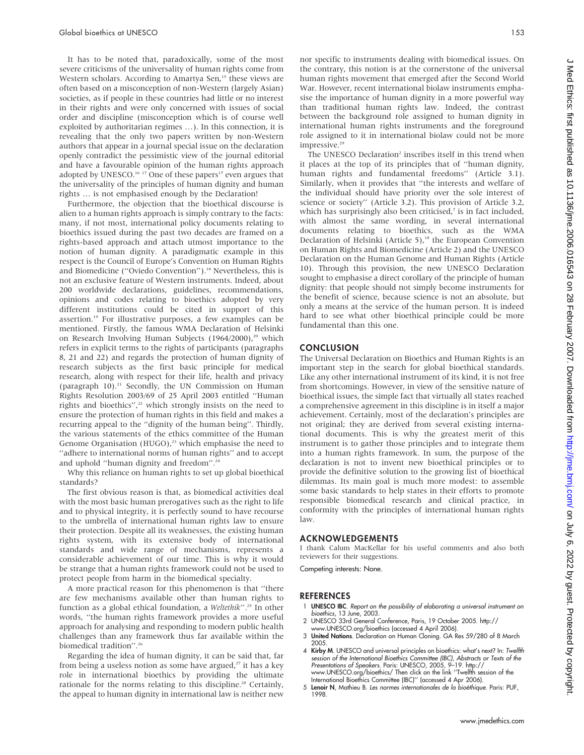It has to be noted that, paradoxically, some of the most severe criticisms of the universality of human rights come from Western scholars. According to Amartya Sen,[15] these views are often based on a misconception of non-Western (largely Asian) societies, as if people in these countries had little or no interest in their rights and were only concerned with issues of social order and discipline (misconception which is of course well exploited by authoritarian regimes …). In this connection, it is revealing that the only two papers written by non-Western authors that appear in a journal special issue on the declaration openly contradict the pessimistic view of the journal editorial and have a favourable opinion of the human rights approach adopted by UNESCO.[16 17] One of these papers[17] even argues that the universality of the principles of human dignity and human rights … is not emphasised enough by the Declaration!

Furthermore, the objection that the bioethical discourse is alien to a human rights approach is simply contrary to the facts: many, if not most, international policy documents relating to bioethics issued during the past two decades are framed on a rights-based approach and attach utmost importance to the notion of human dignity. A paradigmatic example in this respect is the Council of Europe's Convention on Human Rights and Biomedicine ("Oviedo Convention").[18] Nevertheless, this is not an exclusive feature of Western instruments. Indeed, about 200 worldwide declarations, guidelines, recommendations, opinions and codes relating to bioethics adopted by very different institutions could be cited in support of this assertion.[19] For illustrative purposes, a few examples can be mentioned. Firstly, the famous WMA Declaration of Helsinki on Research Involving Human Subjects (1964/2000),[20] which refers in explicit terms to the rights of participants (paragraphs 8, 21 and 22) and regards the protection of human dignity of research subjects as the first basic principle for medical research, along with respect for their life, health and privacy (paragraph 10).[21] Secondly, the UN Commission on Human Rights Resolution 2003/69 of 25 April 2003 entitled "Human rights and bioethics",[22] which strongly insists on the need to ensure the protection of human rights in this field and makes a recurring appeal to the "dignity of the human being". Thirdly, the various statements of the ethics committee of the Human Genome Organisation (HUGO),[23] which emphasise the need to "adhere to international norms of human rights" and to accept and uphold "human dignity and freedom".[24]

Why this reliance on human rights to set up global bioethical standards?

The first obvious reason is that, as biomedical activities deal with the most basic human prerogatives such as the right to life and to physical integrity, it is perfectly sound to have recourse to the umbrella of international human rights law to ensure their protection. Despite all its weaknesses, the existing human rights system, with its extensive body of international standards and wide range of mechanisms, represents a considerable achievement of our time. This is why it would be strange that a human rights framework could not be used to protect people from harm in the biomedical specialty.

A more practical reason for this phenomenon is that "there are few mechanisms available other than human rights to function as a global ethical foundation, a *Weltethik*".[25] In other words, "the human rights framework provides a more useful approach for analysing and responding to modern public health challenges than any framework thus far available within the biomedical tradition".[26]

Regarding the idea of human dignity, it can be said that, far from being a useless notion as some have argued,[27] it has a key role in international bioethics by providing the ultimate rationale for the norms relating to this discipline.[28] Certainly, the appeal to human dignity in international law is neither new nor specific to instruments dealing with biomedical issues. On the contrary, this notion is at the cornerstone of the universal human rights movement that emerged after the Second World War. However, recent international biolaw instruments emphasise the importance of human dignity in a more powerful way than traditional human rights law. Indeed, the contrast between the background role assigned to human dignity in international human rights instruments and the foreground role assigned to it in international biolaw could not be more impressive.[29]

The UNESCO Declaration[2] inscribes itself in this trend when it places at the top of its principles that of "human dignity, human rights and fundamental freedoms" (Article 3.1). Similarly, when it provides that "the interests and welfare of the individual should have priority over the sole interest of science or society" (Article 3.2). This provision of Article 3.2, which has surprisingly also been criticised,[7] is in fact included, with almost the same wording, in several international documents relating to bioethics, such as the WMA Declaration of Helsinki (Article 5),[18] the European Convention on Human Rights and Biomedicine (Article 2) and the UNESCO Declaration on the Human Genome and Human Rights (Article 10). Through this provision, the new UNESCO Declaration sought to emphasise a direct corollary of the principle of human dignity: that people should not simply become instruments for the benefit of science, because science is not an absolute, but only a means at the service of the human person. It is indeed hard to see what other bioethical principle could be more fundamental than this one.

## CONCLUSION

The Universal Declaration on Bioethics and Human Rights is an important step in the search for global bioethical standards. Like any other international instrument of its kind, it is not free from shortcomings. However, in view of the sensitive nature of bioethical issues, the simple fact that virtually all states reached a comprehensive agreement in this discipline is in itself a major achievement. Certainly, most of the declaration's principles are not original; they are derived from several existing international documents. This is why the greatest merit of this instrument is to gather those principles and to integrate them into a human rights framework. In sum, the purpose of the declaration is not to invent new bioethical principles or to provide the definitive solution to the growing list of bioethical dilemmas. Its main goal is much more modest: to assemble some basic standards to help states in their efforts to promote responsible biomedical research and clinical practice, in conformity with the principles of international human rights law.

## ACKNOWLEDGEMENTS

I thank Calum MacKellar for his useful comments and also both reviewers for their suggestions.

Competing interests: None.

## REFERENCES

1. **UNESCO IBC**. *Report on the possibility of elaborating a universal instrument on bioethics*, 13 June, 2003.
2. UNESCO 33rd General Conference, Paris, 19 October 2005. http://www.UNESCO.org/bioethics (accessed 4 April 2006).
3. **United Nations**. Declaration on Human Cloning. GA Res 59/280 of 8 March 2005.
4. **Kirby M**. UNESCO and universal principles on bioethics: what's next? In: *Twelfth session of the International Bioethics Committee (IBC), Abstracts or Texts of the Presentations of Speakers*. Paris: UNESCO, 2005, 9–19. http://www.UNESCO.org/bioethics/ Then click on the link "Twelfth session of the International Bioethics Committee (IBC)" (accessed 4 Apr 2006).
5. **Lenoir N**, Mathieu B. *Les normes internationales de la bioéthique*. Paris: PUF, 1998.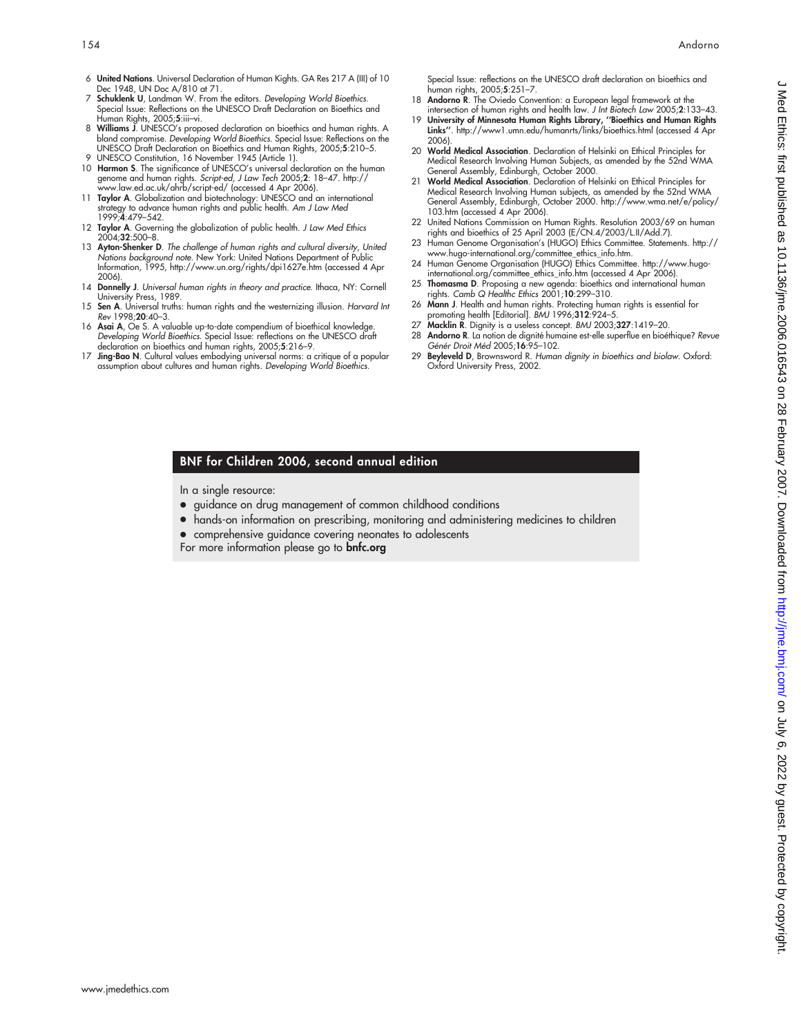6 **United Nations**. Universal Declaration of Human Kights. GA Res 217 A (III) of 10 Dec 1948, UN Doc A/810 at 71.

7 **Schuklenk U**, Landman W. From the editors. *Developing World Bioethics.* Special Issue: Reflections on the UNESCO Draft Declaration on Bioethics and Human Rights, 2005;**5**:iii–vi.

8 **Williams J**. UNESCO's proposed declaration on bioethics and human rights. A bland compromise. *Developing World Bioethics.* Special Issue: Reflections on the UNESCO Draft Declaration on Bioethics and Human Rights, 2005;**5**:210–5.

9 UNESCO Constitution, 16 November 1945 (Article 1).

10 **Harmon S**. The significance of UNESCO's universal declaration on the human genome and human rights. *Script-ed, J Law Tech* 2005;**2**: 18–47. http://www.law.ed.ac.uk/ahrb/script-ed/ (accessed 4 Apr 2006).

11 **Taylor A**. Globalization and biotechnology: UNESCO and an international strategy to advance human rights and public health. *Am J Law Med* 1999;**4**:479–542.

12 **Taylor A**. Governing the globalization of public health. *J Law Med Ethics* 2004;**32**:500–8.

13 **Ayton-Shenker D**. *The challenge of human rights and cultural diversity, United Nations background note.* New York: United Nations Department of Public Information, 1995, http://www.un.org/rights/dpi1627e.htm (accessed 4 Apr 2006).

14 **Donnelly J**. *Universal human rights in theory and practice.* Ithaca, NY: Cornell University Press, 1989.

15 **Sen A**. Universal truths: human rights and the westernizing illusion. *Harvard Int Rev* 1998;**20**:40–3.

16 **Asai A**, Oe S. A valuable up-to-date compendium of bioethical knowledge. *Developing World Bioethics.* Special Issue: reflections on the UNESCO draft declaration on bioethics and human rights, 2005;**5**:216–9.

17 **Jing-Bao N**. Cultural values embodying universal norms: a critique of a popular assumption about cultures and human rights. *Developing World Bioethics.* Special Issue: reflections on the UNESCO draft declaration on bioethics and human rights, 2005;**5**:251–7.

18 **Andorno R**. The Oviedo Convention: a European legal framework at the intersection of human rights and health law. *J Int Biotech Law* 2005;**2**:133–43.

19 **University of Minnesota Human Rights Library, "Bioethics and Human Rights Links"**. http://www1.umn.edu/humanrts/links/bioethics.html (accessed 4 Apr 2006).

20 **World Medical Association**. Declaration of Helsinki on Ethical Principles for Medical Research Involving Human Subjects, as amended by the 52nd WMA General Assembly, Edinburgh, October 2000.

21 **World Medical Association**. Declaration of Helsinki on Ethical Principles for Medical Research Involving Human subjects, as amended by the 52nd WMA General Assembly, Edinburgh, October 2000. http://www.wma.net/e/policy/103.htm (accessed 4 Apr 2006).

22 United Nations Commission on Human Rights. Resolution 2003/69 on human rights and bioethics of 25 April 2003 (E/CN.4/2003/L.II/Add.7).

23 Human Genome Organisation's (HUGO) Ethics Committee. Statements. http://www.hugo-international.org/committee_ethics_info.htm.

24 Human Genome Organisation (HUGO) Ethics Committee. http://www.hugo-international.org/committee_ethics_info.htm (accessed 4 Apr 2006).

25 **Thomasma D**. Proposing a new agenda: bioethics and international human rights. *Camb Q Healthc Ethics* 2001;**10**:299–310.

26 **Mann J**. Health and human rights. Protecting human rights is essential for promoting health [Editorial]. *BMJ* 1996;**312**:924–5.

27 **Macklin R**. Dignity is a useless concept. *BMJ* 2003;**327**:1419–20.

28 **Andorno R**. La notion de dignité humaine est-elle superflue en bioéthique? *Revue Génér Droit Méd* 2005;**16**:95–102.

29 **Beyleveld D**, Brownsword R. *Human dignity in bioethics and biolaw.* Oxford: Oxford University Press, 2002.

## BNF for Children 2006, second annual edition

In a single resource:

- guidance on drug management of common childhood conditions
- hands-on information on prescribing, monitoring and administering medicines to children
- comprehensive guidance covering neonates to adolescents

For more information please go to **bnfc.org**